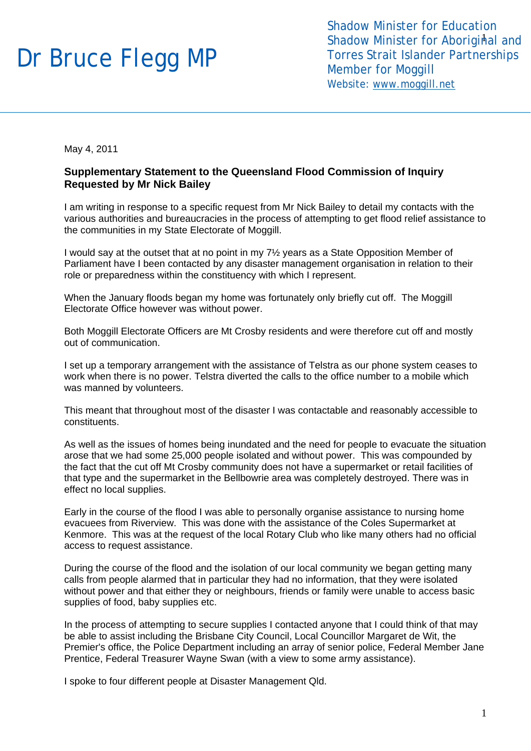# Dr Bruce Flegg MP

Shadow Minister for Education
Shadow Minister for Aboriginal and Torres Strait Islander Partnerships
Member for Moggill
Website: www.moggill.net

May 4, 2011

**Supplementary Statement to the Queensland Flood Commission of Inquiry Requested by Mr Nick Bailey**

I am writing in response to a specific request from Mr Nick Bailey to detail my contacts with the various authorities and bureaucracies in the process of attempting to get flood relief assistance to the communities in my State Electorate of Moggill.

I would say at the outset that at no point in my 7½ years as a State Opposition Member of Parliament have I been contacted by any disaster management organisation in relation to their role or preparedness within the constituency with which I represent.

When the January floods began my home was fortunately only briefly cut off. The Moggill Electorate Office however was without power.

Both Moggill Electorate Officers are Mt Crosby residents and were therefore cut off and mostly out of communication.

I set up a temporary arrangement with the assistance of Telstra as our phone system ceases to work when there is no power. Telstra diverted the calls to the office number to a mobile which was manned by volunteers.

This meant that throughout most of the disaster I was contactable and reasonably accessible to constituents.

As well as the issues of homes being inundated and the need for people to evacuate the situation arose that we had some 25,000 people isolated and without power. This was compounded by the fact that the cut off Mt Crosby community does not have a supermarket or retail facilities of that type and the supermarket in the Bellbowrie area was completely destroyed. There was in effect no local supplies.

Early in the course of the flood I was able to personally organise assistance to nursing home evacuees from Riverview. This was done with the assistance of the Coles Supermarket at Kenmore. This was at the request of the local Rotary Club who like many others had no official access to request assistance.

During the course of the flood and the isolation of our local community we began getting many calls from people alarmed that in particular they had no information, that they were isolated without power and that either they or neighbours, friends or family were unable to access basic supplies of food, baby supplies etc.

In the process of attempting to secure supplies I contacted anyone that I could think of that may be able to assist including the Brisbane City Council, Local Councillor Margaret de Wit, the Premier's office, the Police Department including an array of senior police, Federal Member Jane Prentice, Federal Treasurer Wayne Swan (with a view to some army assistance).

I spoke to four different people at Disaster Management Qld.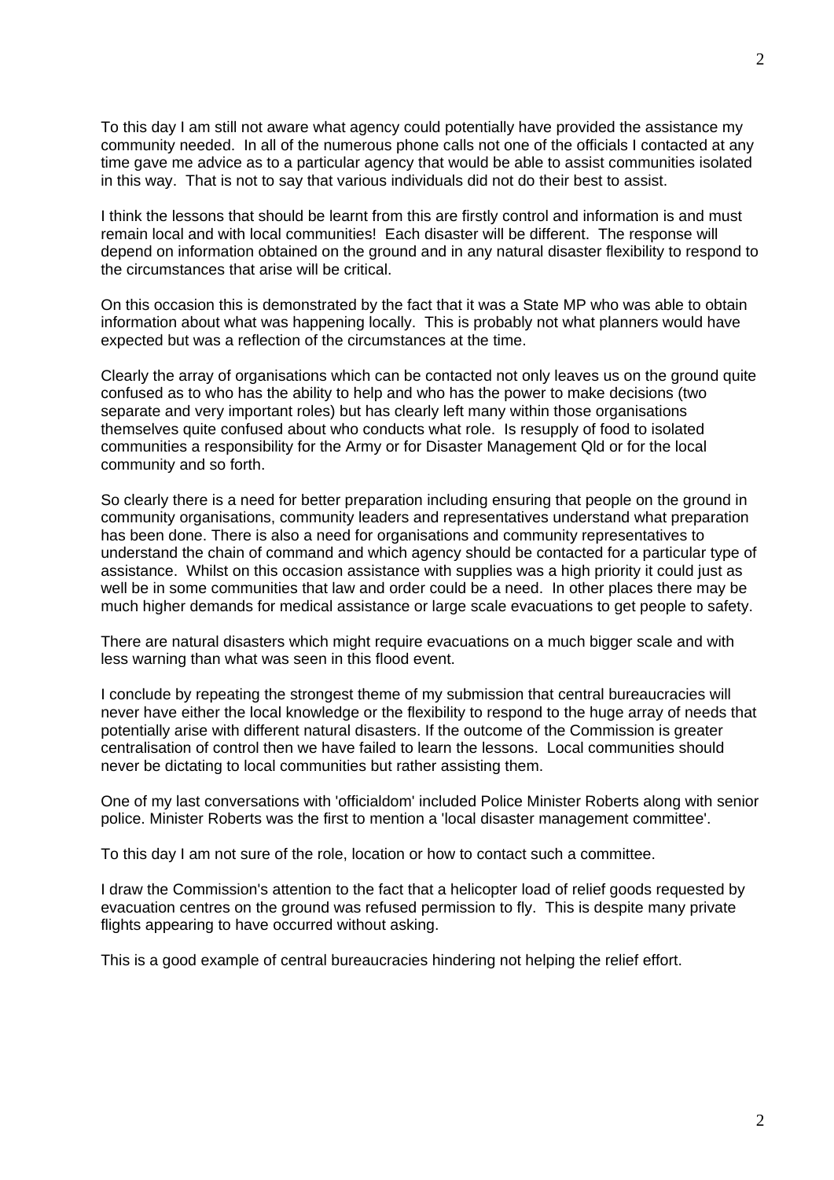To this day I am still not aware what agency could potentially have provided the assistance my community needed. In all of the numerous phone calls not one of the officials I contacted at any time gave me advice as to a particular agency that would be able to assist communities isolated in this way. That is not to say that various individuals did not do their best to assist.

I think the lessons that should be learnt from this are firstly control and information is and must remain local and with local communities! Each disaster will be different. The response will depend on information obtained on the ground and in any natural disaster flexibility to respond to the circumstances that arise will be critical.

On this occasion this is demonstrated by the fact that it was a State MP who was able to obtain information about what was happening locally. This is probably not what planners would have expected but was a reflection of the circumstances at the time.

Clearly the array of organisations which can be contacted not only leaves us on the ground quite confused as to who has the ability to help and who has the power to make decisions (two separate and very important roles) but has clearly left many within those organisations themselves quite confused about who conducts what role. Is resupply of food to isolated communities a responsibility for the Army or for Disaster Management Qld or for the local community and so forth.

So clearly there is a need for better preparation including ensuring that people on the ground in community organisations, community leaders and representatives understand what preparation has been done. There is also a need for organisations and community representatives to understand the chain of command and which agency should be contacted for a particular type of assistance. Whilst on this occasion assistance with supplies was a high priority it could just as well be in some communities that law and order could be a need. In other places there may be much higher demands for medical assistance or large scale evacuations to get people to safety.

There are natural disasters which might require evacuations on a much bigger scale and with less warning than what was seen in this flood event.

I conclude by repeating the strongest theme of my submission that central bureaucracies will never have either the local knowledge or the flexibility to respond to the huge array of needs that potentially arise with different natural disasters. If the outcome of the Commission is greater centralisation of control then we have failed to learn the lessons. Local communities should never be dictating to local communities but rather assisting them.

One of my last conversations with 'officialdom' included Police Minister Roberts along with senior police. Minister Roberts was the first to mention a 'local disaster management committee'.

To this day I am not sure of the role, location or how to contact such a committee.

I draw the Commission's attention to the fact that a helicopter load of relief goods requested by evacuation centres on the ground was refused permission to fly. This is despite many private flights appearing to have occurred without asking.

This is a good example of central bureaucracies hindering not helping the relief effort.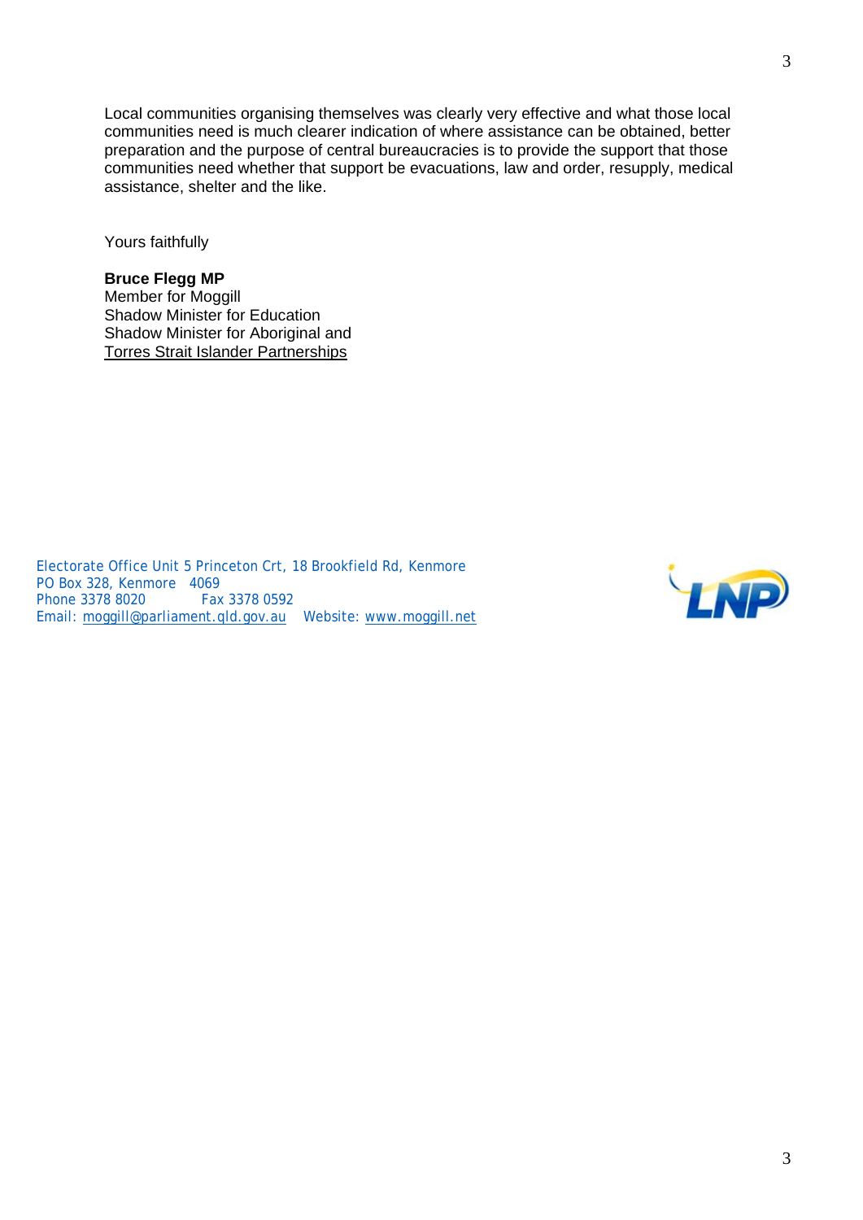Local communities organising themselves was clearly very effective and what those local communities need is much clearer indication of where assistance can be obtained, better preparation and the purpose of central bureaucracies is to provide the support that those communities need whether that support be evacuations, law and order, resupply, medical assistance, shelter and the like.

Yours faithfully

**Bruce Flegg MP**
Member for Moggill
Shadow Minister for Education
Shadow Minister for Aboriginal and
Torres Strait Islander Partnerships

Electorate Office Unit 5 Princeton Crt, 18 Brookfield Rd, Kenmore
PO Box 328, Kenmore 4069
Phone 3378 8020 Fax 3378 0592
Email: moggill@parliament.qld.gov.au Website: www.moggill.net

LNP